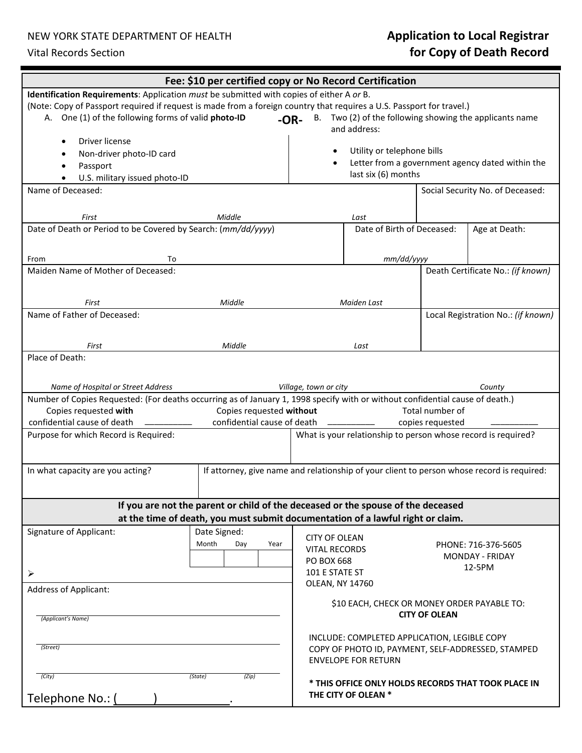NEW YORK STATE DEPARTMENT OF HEALTH

Vital Records Section

# Application to Local Registrar for Copy of Death Record

**Fee: $10 per certified copy or No Record Certification**

**Identification Requirements**: Application *must* be submitted with copies of either A *or* B.
(Note: Copy of Passport required if request is made from a foreign country that requires a U.S. Passport for travel.)

A. One (1) of the following forms of valid **photo-ID**

- Driver license
- Non-driver photo-ID card
- Passport
- U.S. military issued photo-ID

**-OR-**

B. Two (2) of the following showing the applicants name and address:

- Utility or telephone bills
- Letter from a government agency dated within the last six (6) months

| Name of Deceased: First / Middle / Last | Social Security No. of Deceased: |
|---|---|
| | |

| Date of Death or Period to be Covered by Search: (*mm/dd/yyyy*) From / To | Date of Birth of Deceased: *mm/dd/yyyy* | Age at Death: |
|---|---|---|
| | | |

| Maiden Name of Mother of Deceased: First / Middle / Maiden Last | Death Certificate No.: *(if known)* |
|---|---|
| | |

| Name of Father of Deceased: First / Middle / Last | Local Registration No.: *(if known)* |
|---|---|
| | |

Place of Death:

*Name of Hospital or Street Address* | *Village, town or city* | *County*

Number of Copies Requested: (For deaths occurring as of January 1, 1998 specify with or without confidential cause of death.)

Copies requested **with** confidential cause of death ________ Copies requested **without** confidential cause of death ________ Total number of copies requested ________

| Purpose for which Record is Required: | What is your relationship to person whose record is required? |
|---|---|
| | |

| In what capacity are you acting? | If attorney, give name and relationship of your client to person whose record is required: |
|---|---|
| | |

**If you are not the parent or child of the deceased or the spouse of the deceased at the time of death, you must submit documentation of a lawful right or claim.**

Signature of Applicant:

➢

Date Signed: Month | Day | Year

Address of Applicant:

______________________ *(Applicant's Name)*

______________________ *(Street)*

______________________ *(City)* *(State)* *(Zip)*

Telephone No.: (______) ____________.

CITY OF OLEAN
VITAL RECORDS
PO BOX 668
101 E STATE ST
OLEAN, NY 14760

PHONE: 716-376-5605
MONDAY - FRIDAY
12-5PM

$10 EACH, CHECK OR MONEY ORDER PAYABLE TO: **CITY OF OLEAN**

INCLUDE: COMPLETED APPLICATION, LEGIBLE COPY COPY OF PHOTO ID, PAYMENT, SELF-ADDRESSED, STAMPED ENVELOPE FOR RETURN

**\* THIS OFFICE ONLY HOLDS RECORDS THAT TOOK PLACE IN THE CITY OF OLEAN \***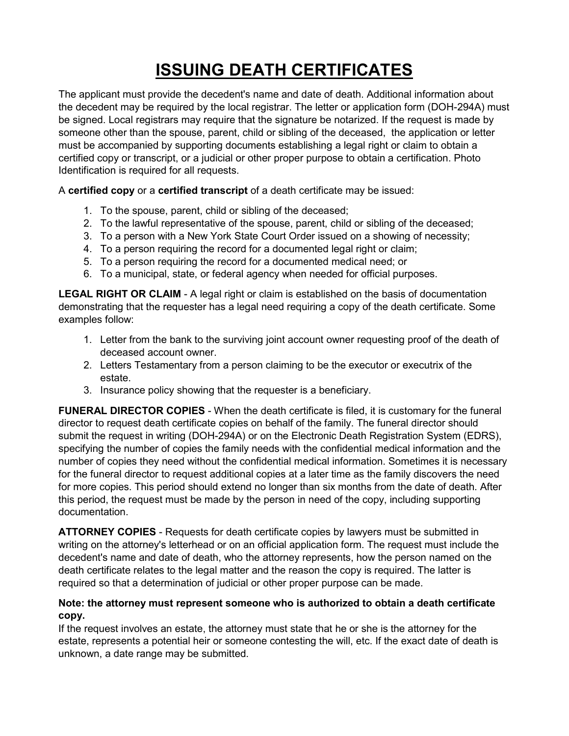# ISSUING DEATH CERTIFICATES

The applicant must provide the decedent's name and date of death. Additional information about the decedent may be required by the local registrar. The letter or application form (DOH-294A) must be signed. Local registrars may require that the signature be notarized. If the request is made by someone other than the spouse, parent, child or sibling of the deceased, the application or letter must be accompanied by supporting documents establishing a legal right or claim to obtain a certified copy or transcript, or a judicial or other proper purpose to obtain a certification. Photo Identification is required for all requests.

A **certified copy** or a **certified transcript** of a death certificate may be issued:

1. To the spouse, parent, child or sibling of the deceased;
2. To the lawful representative of the spouse, parent, child or sibling of the deceased;
3. To a person with a New York State Court Order issued on a showing of necessity;
4. To a person requiring the record for a documented legal right or claim;
5. To a person requiring the record for a documented medical need; or
6. To a municipal, state, or federal agency when needed for official purposes.

**LEGAL RIGHT OR CLAIM** - A legal right or claim is established on the basis of documentation demonstrating that the requester has a legal need requiring a copy of the death certificate. Some examples follow:

1. Letter from the bank to the surviving joint account owner requesting proof of the death of deceased account owner.
2. Letters Testamentary from a person claiming to be the executor or executrix of the estate.
3. Insurance policy showing that the requester is a beneficiary.

**FUNERAL DIRECTOR COPIES** - When the death certificate is filed, it is customary for the funeral director to request death certificate copies on behalf of the family. The funeral director should submit the request in writing (DOH-294A) or on the Electronic Death Registration System (EDRS), specifying the number of copies the family needs with the confidential medical information and the number of copies they need without the confidential medical information. Sometimes it is necessary for the funeral director to request additional copies at a later time as the family discovers the need for more copies. This period should extend no longer than six months from the date of death. After this period, the request must be made by the person in need of the copy, including supporting documentation.

**ATTORNEY COPIES** - Requests for death certificate copies by lawyers must be submitted in writing on the attorney's letterhead or on an official application form. The request must include the decedent's name and date of death, who the attorney represents, how the person named on the death certificate relates to the legal matter and the reason the copy is required. The latter is required so that a determination of judicial or other proper purpose can be made.

**Note: the attorney must represent someone who is authorized to obtain a death certificate copy.**

If the request involves an estate, the attorney must state that he or she is the attorney for the estate, represents a potential heir or someone contesting the will, etc. If the exact date of death is unknown, a date range may be submitted.